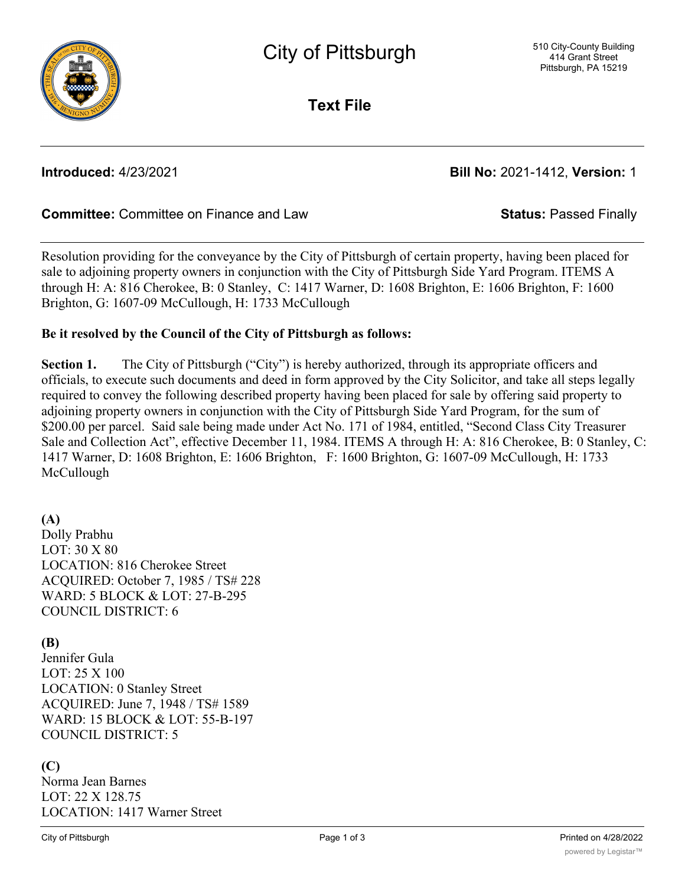# City of Pittsburgh

510 City-County Building
414 Grant Street
Pittsburgh, PA 15219

## Text File

**Introduced:** 4/23/2021 **Bill No:** 2021-1412, **Version:** 1

**Committee:** Committee on Finance and Law **Status:** Passed Finally

Resolution providing for the conveyance by the City of Pittsburgh of certain property, having been placed for sale to adjoining property owners in conjunction with the City of Pittsburgh Side Yard Program. ITEMS A through H: A: 816 Cherokee, B: 0 Stanley, C: 1417 Warner, D: 1608 Brighton, E: 1606 Brighton, F: 1600 Brighton, G: 1607-09 McCullough, H: 1733 McCullough

**Be it resolved by the Council of the City of Pittsburgh as follows:**

**Section 1.** The City of Pittsburgh ("City") is hereby authorized, through its appropriate officers and officials, to execute such documents and deed in form approved by the City Solicitor, and take all steps legally required to convey the following described property having been placed for sale by offering said property to adjoining property owners in conjunction with the City of Pittsburgh Side Yard Program, for the sum of $200.00 per parcel. Said sale being made under Act No. 171 of 1984, entitled, "Second Class City Treasurer Sale and Collection Act", effective December 11, 1984. ITEMS A through H: A: 816 Cherokee, B: 0 Stanley, C: 1417 Warner, D: 1608 Brighton, E: 1606 Brighton, F: 1600 Brighton, G: 1607-09 McCullough, H: 1733 McCullough

**(A)**
Dolly Prabhu
LOT: 30 X 80
LOCATION: 816 Cherokee Street
ACQUIRED: October 7, 1985 / TS# 228
WARD: 5 BLOCK & LOT: 27-B-295
COUNCIL DISTRICT: 6

**(B)**
Jennifer Gula
LOT: 25 X 100
LOCATION: 0 Stanley Street
ACQUIRED: June 7, 1948 / TS# 1589
WARD: 15 BLOCK & LOT: 55-B-197
COUNCIL DISTRICT: 5

**(C)**
Norma Jean Barnes
LOT: 22 X 128.75
LOCATION: 1417 Warner Street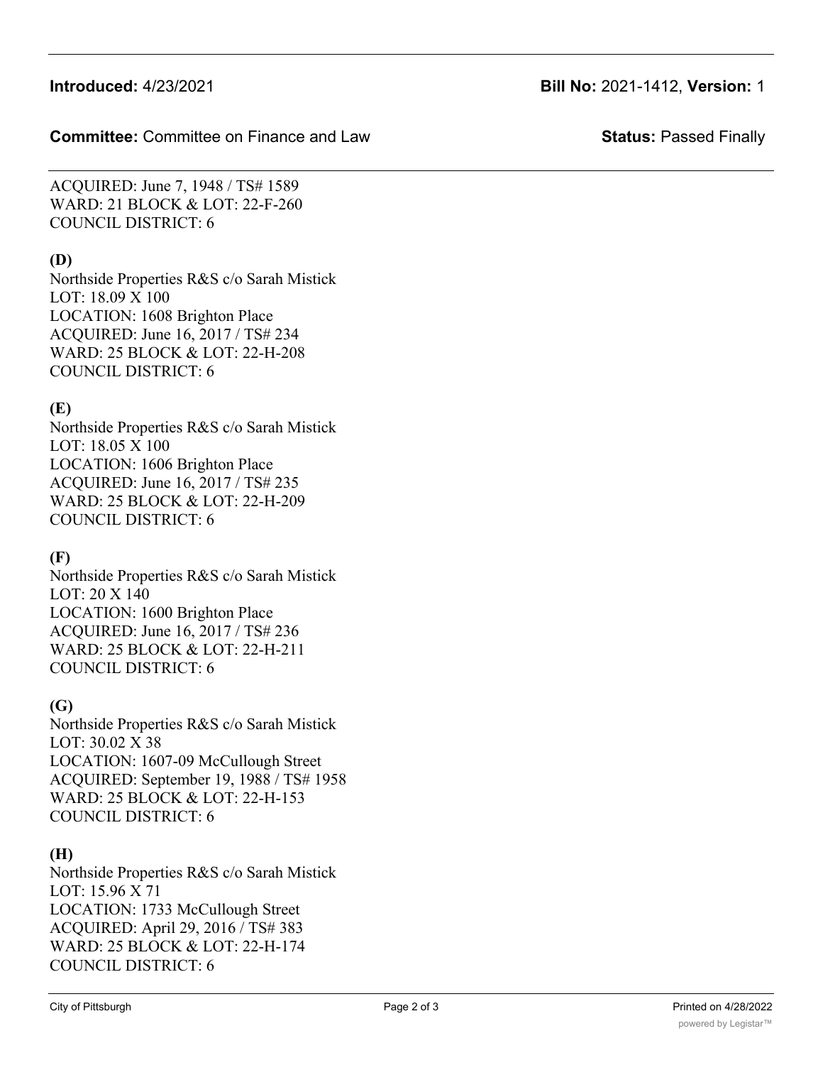ACQUIRED: June 7, 1948 / TS# 1589
WARD: 21 BLOCK & LOT: 22-F-260
COUNCIL DISTRICT: 6

**(D)**
Northside Properties R&S c/o Sarah Mistick
LOT: 18.09 X 100
LOCATION: 1608 Brighton Place
ACQUIRED: June 16, 2017 / TS# 234
WARD: 25 BLOCK & LOT: 22-H-208
COUNCIL DISTRICT: 6

**(E)**
Northside Properties R&S c/o Sarah Mistick
LOT: 18.05 X 100
LOCATION: 1606 Brighton Place
ACQUIRED: June 16, 2017 / TS# 235
WARD: 25 BLOCK & LOT: 22-H-209
COUNCIL DISTRICT: 6

**(F)**
Northside Properties R&S c/o Sarah Mistick
LOT: 20 X 140
LOCATION: 1600 Brighton Place
ACQUIRED: June 16, 2017 / TS# 236
WARD: 25 BLOCK & LOT: 22-H-211
COUNCIL DISTRICT: 6

**(G)**
Northside Properties R&S c/o Sarah Mistick
LOT: 30.02 X 38
LOCATION: 1607-09 McCullough Street
ACQUIRED: September 19, 1988 / TS# 1958
WARD: 25 BLOCK & LOT: 22-H-153
COUNCIL DISTRICT: 6

**(H)**
Northside Properties R&S c/o Sarah Mistick
LOT: 15.96 X 71
LOCATION: 1733 McCullough Street
ACQUIRED: April 29, 2016 / TS# 383
WARD: 25 BLOCK & LOT: 22-H-174
COUNCIL DISTRICT: 6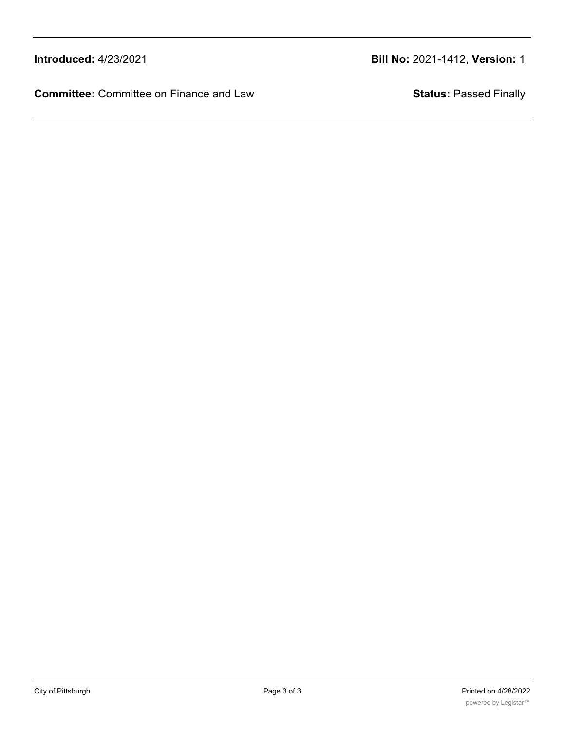**Introduced:** 4/23/2021 **Bill No:** 2021-1412, **Version:** 1

**Committee:** Committee on Finance and Law **Status:** Passed Finally